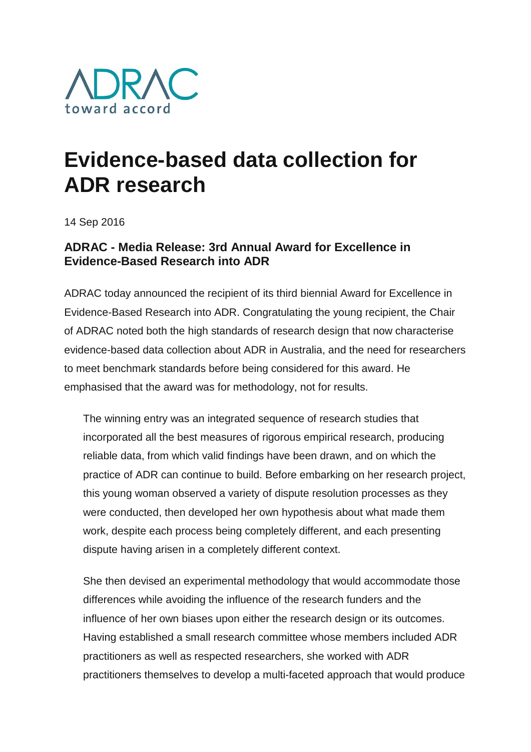ADRAC
toward accord

# Evidence-based data collection for ADR research

14 Sep 2016

### ADRAC - Media Release: 3rd Annual Award for Excellence in Evidence-Based Research into ADR

ADRAC today announced the recipient of its third biennial Award for Excellence in Evidence-Based Research into ADR. Congratulating the young recipient, the Chair of ADRAC noted both the high standards of research design that now characterise evidence-based data collection about ADR in Australia, and the need for researchers to meet benchmark standards before being considered for this award. He emphasised that the award was for methodology, not for results.

> The winning entry was an integrated sequence of research studies that incorporated all the best measures of rigorous empirical research, producing reliable data, from which valid findings have been drawn, and on which the practice of ADR can continue to build. Before embarking on her research project, this young woman observed a variety of dispute resolution processes as they were conducted, then developed her own hypothesis about what made them work, despite each process being completely different, and each presenting dispute having arisen in a completely different context.
>
> She then devised an experimental methodology that would accommodate those differences while avoiding the influence of the research funders and the influence of her own biases upon either the research design or its outcomes. Having established a small research committee whose members included ADR practitioners as well as respected researchers, she worked with ADR practitioners themselves to develop a multi-faceted approach that would produce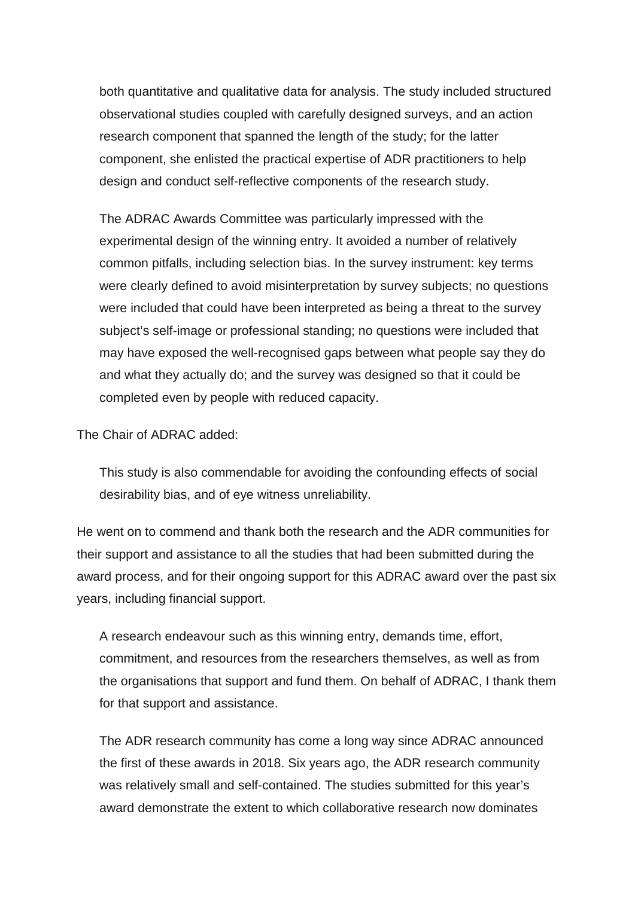> both quantitative and qualitative data for analysis. The study included structured observational studies coupled with carefully designed surveys, and an action research component that spanned the length of the study; for the latter component, she enlisted the practical expertise of ADR practitioners to help design and conduct self-reflective components of the research study.
>
> The ADRAC Awards Committee was particularly impressed with the experimental design of the winning entry. It avoided a number of relatively common pitfalls, including selection bias. In the survey instrument: key terms were clearly defined to avoid misinterpretation by survey subjects; no questions were included that could have been interpreted as being a threat to the survey subject's self-image or professional standing; no questions were included that may have exposed the well-recognised gaps between what people say they do and what they actually do; and the survey was designed so that it could be completed even by people with reduced capacity.

The Chair of ADRAC added:

> This study is also commendable for avoiding the confounding effects of social desirability bias, and of eye witness unreliability.

He went on to commend and thank both the research and the ADR communities for their support and assistance to all the studies that had been submitted during the award process, and for their ongoing support for this ADRAC award over the past six years, including financial support.

> A research endeavour such as this winning entry, demands time, effort, commitment, and resources from the researchers themselves, as well as from the organisations that support and fund them. On behalf of ADRAC, I thank them for that support and assistance.
>
> The ADR research community has come a long way since ADRAC announced the first of these awards in 2018. Six years ago, the ADR research community was relatively small and self-contained. The studies submitted for this year's award demonstrate the extent to which collaborative research now dominates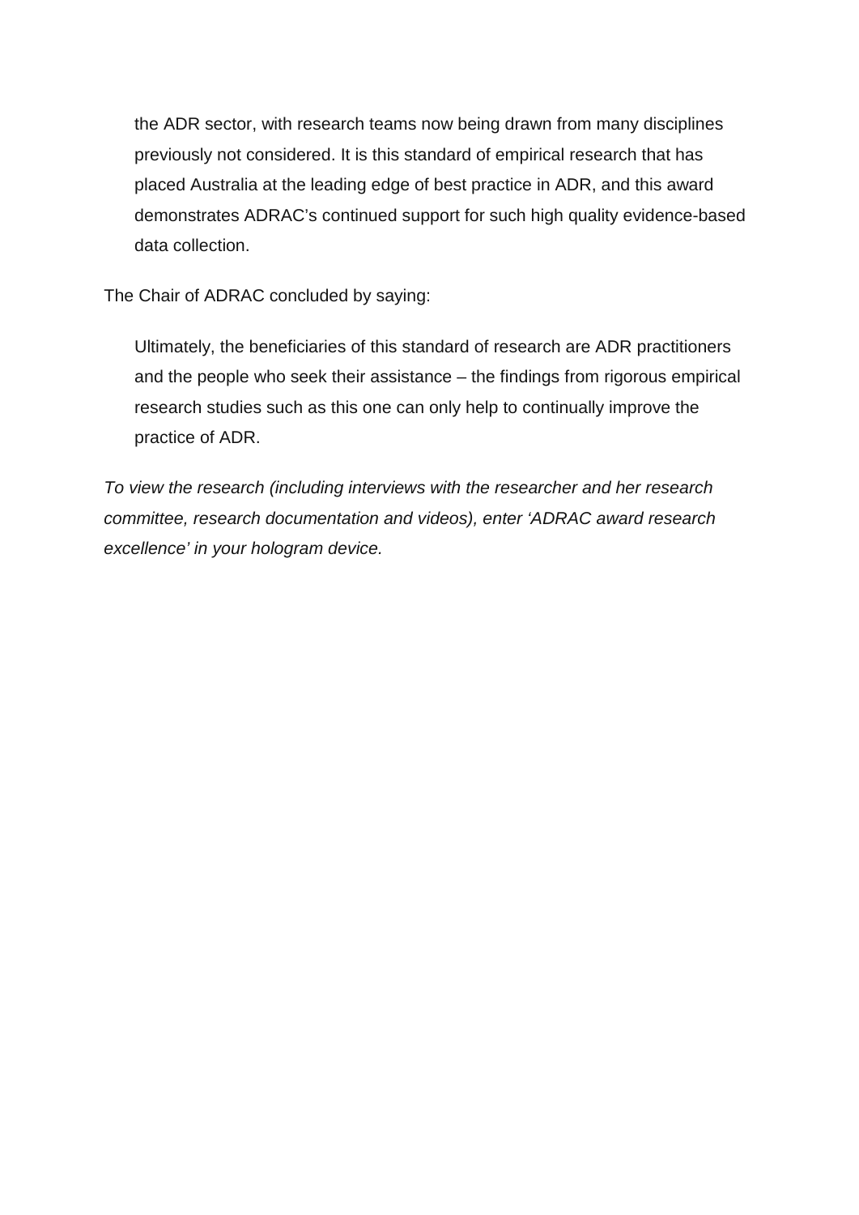> the ADR sector, with research teams now being drawn from many disciplines previously not considered. It is this standard of empirical research that has placed Australia at the leading edge of best practice in ADR, and this award demonstrates ADRAC's continued support for such high quality evidence-based data collection.

The Chair of ADRAC concluded by saying:

> Ultimately, the beneficiaries of this standard of research are ADR practitioners and the people who seek their assistance – the findings from rigorous empirical research studies such as this one can only help to continually improve the practice of ADR.

*To view the research (including interviews with the researcher and her research committee, research documentation and videos), enter 'ADRAC award research excellence' in your hologram device.*